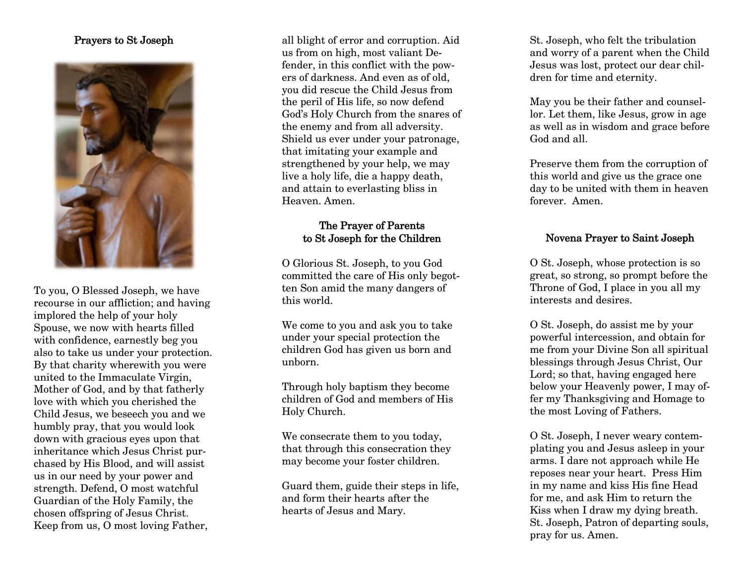## Prayers to St Joseph

To you, O Blessed Joseph, we have recourse in our affliction; and having implored the help of your holy Spouse, we now with hearts filled with confidence, earnestly beg you also to take us under your protection. By that charity wherewith you were united to the Immaculate Virgin, Mother of God, and by that fatherly love with which you cherished the Child Jesus, we beseech you and we humbly pray, that you would look down with gracious eyes upon that inheritance which Jesus Christ purchased by His Blood, and will assist us in our need by your power and strength. Defend, O most watchful Guardian of the Holy Family, the chosen offspring of Jesus Christ. Keep from us, O most loving Father, all blight of error and corruption. Aid us from on high, most valiant Defender, in this conflict with the powers of darkness. And even as of old, you did rescue the Child Jesus from the peril of His life, so now defend God's Holy Church from the snares of the enemy and from all adversity. Shield us ever under your patronage, that imitating your example and strengthened by your help, we may live a holy life, die a happy death, and attain to everlasting bliss in Heaven. Amen.

## The Prayer of Parents to St Joseph for the Children

O Glorious St. Joseph, to you God committed the care of His only begotten Son amid the many dangers of this world.

We come to you and ask you to take under your special protection the children God has given us born and unborn.

Through holy baptism they become children of God and members of His Holy Church.

We consecrate them to you today, that through this consecration they may become your foster children.

Guard them, guide their steps in life, and form their hearts after the hearts of Jesus and Mary.

St. Joseph, who felt the tribulation and worry of a parent when the Child Jesus was lost, protect our dear children for time and eternity.

May you be their father and counsellor. Let them, like Jesus, grow in age as well as in wisdom and grace before God and all.

Preserve them from the corruption of this world and give us the grace one day to be united with them in heaven forever. Amen.

## Novena Prayer to Saint Joseph

O St. Joseph, whose protection is so great, so strong, so prompt before the Throne of God, I place in you all my interests and desires.

O St. Joseph, do assist me by your powerful intercession, and obtain for me from your Divine Son all spiritual blessings through Jesus Christ, Our Lord; so that, having engaged here below your Heavenly power, I may offer my Thanksgiving and Homage to the most Loving of Fathers.

O St. Joseph, I never weary contemplating you and Jesus asleep in your arms. I dare not approach while He reposes near your heart. Press Him in my name and kiss His fine Head for me, and ask Him to return the Kiss when I draw my dying breath. St. Joseph, Patron of departing souls, pray for us. Amen.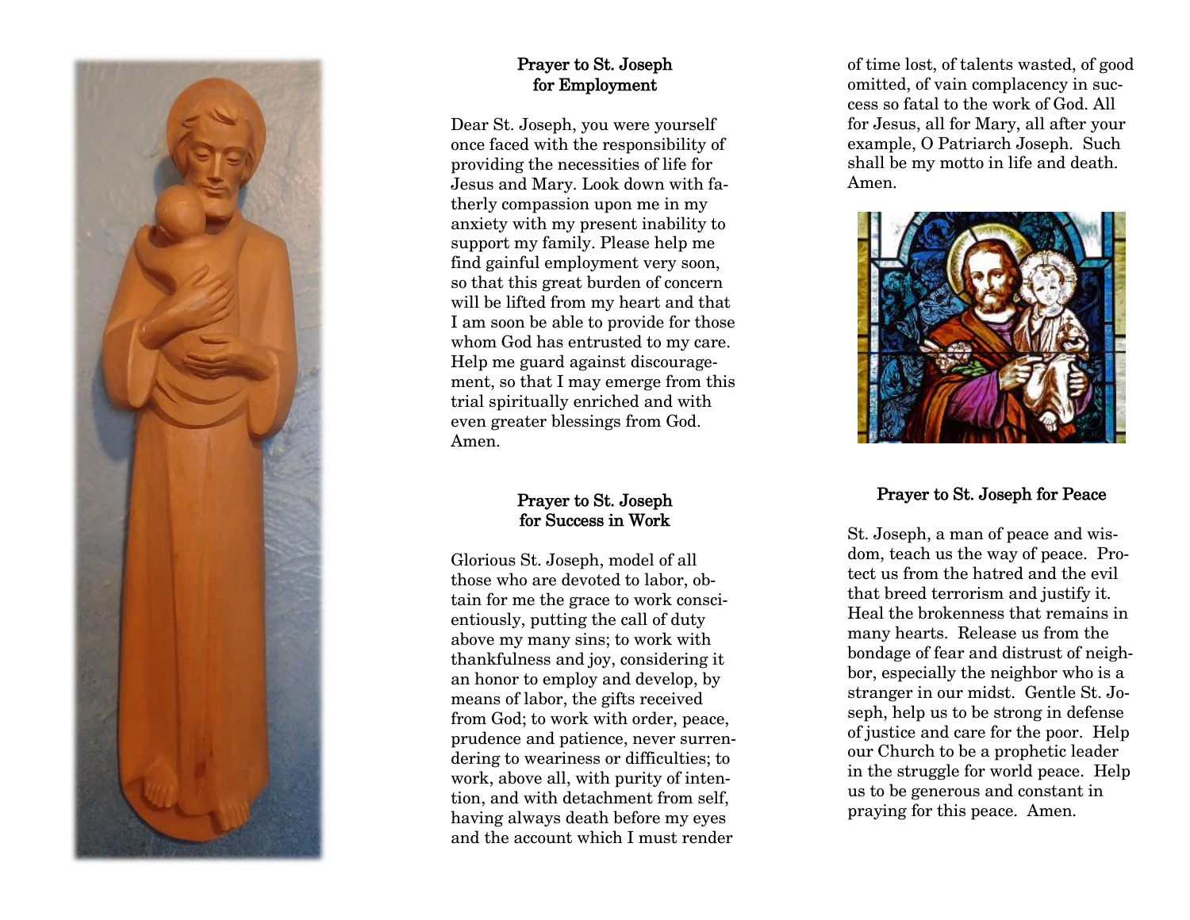## Prayer to St. Joseph for Employment

Dear St. Joseph, you were yourself once faced with the responsibility of providing the necessities of life for Jesus and Mary. Look down with fatherly compassion upon me in my anxiety with my present inability to support my family. Please help me find gainful employment very soon, so that this great burden of concern will be lifted from my heart and that I am soon be able to provide for those whom God has entrusted to my care. Help me guard against discouragement, so that I may emerge from this trial spiritually enriched and with even greater blessings from God. Amen.

## Prayer to St. Joseph for Success in Work

Glorious St. Joseph, model of all those who are devoted to labor, obtain for me the grace to work conscientiously, putting the call of duty above my many sins; to work with thankfulness and joy, considering it an honor to employ and develop, by means of labor, the gifts received from God; to work with order, peace, prudence and patience, never surrendering to weariness or difficulties; to work, above all, with purity of intention, and with detachment from self, having always death before my eyes and the account which I must render of time lost, of talents wasted, of good omitted, of vain complacency in success so fatal to the work of God. All for Jesus, all for Mary, all after your example, O Patriarch Joseph. Such shall be my motto in life and death. Amen.

## Prayer to St. Joseph for Peace

St. Joseph, a man of peace and wisdom, teach us the way of peace. Protect us from the hatred and the evil that breed terrorism and justify it. Heal the brokenness that remains in many hearts. Release us from the bondage of fear and distrust of neighbor, especially the neighbor who is a stranger in our midst. Gentle St. Joseph, help us to be strong in defense of justice and care for the poor. Help our Church to be a prophetic leader in the struggle for world peace. Help us to be generous and constant in praying for this peace. Amen.